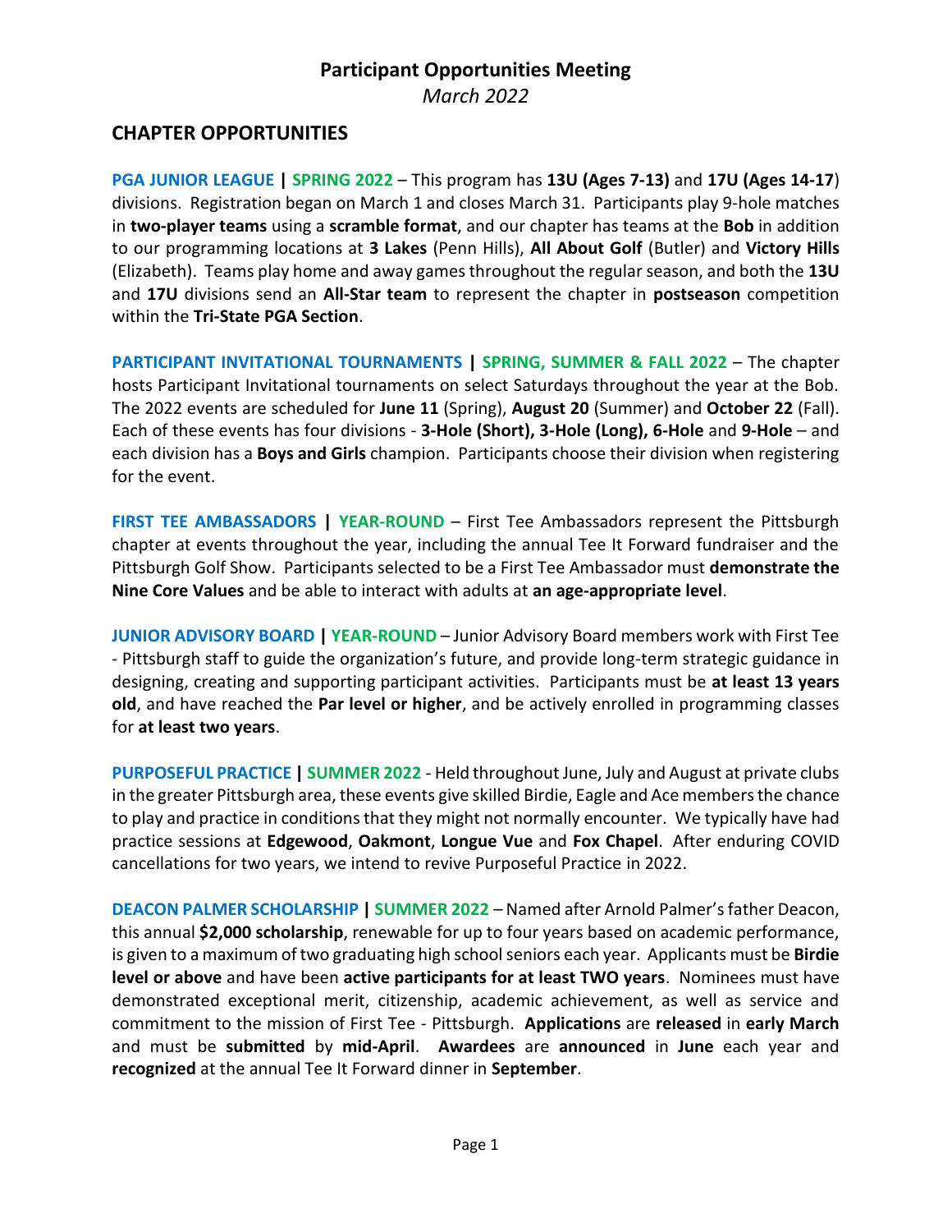# Participant Opportunities Meeting

*March 2022*

## CHAPTER OPPORTUNITIES

**PGA JUNIOR LEAGUE | SPRING 2022** – This program has **13U (Ages 7-13)** and **17U (Ages 14-17**) divisions. Registration began on March 1 and closes March 31. Participants play 9-hole matches in **two-player teams** using a **scramble format**, and our chapter has teams at the **Bob** in addition to our programming locations at **3 Lakes** (Penn Hills), **All About Golf** (Butler) and **Victory Hills** (Elizabeth). Teams play home and away games throughout the regular season, and both the **13U** and **17U** divisions send an **All-Star team** to represent the chapter in **postseason** competition within the **Tri-State PGA Section**.

**PARTICIPANT INVITATIONAL TOURNAMENTS | SPRING, SUMMER & FALL 2022** – The chapter hosts Participant Invitational tournaments on select Saturdays throughout the year at the Bob. The 2022 events are scheduled for **June 11** (Spring), **August 20** (Summer) and **October 22** (Fall). Each of these events has four divisions - **3-Hole (Short), 3-Hole (Long), 6-Hole** and **9-Hole** – and each division has a **Boys and Girls** champion. Participants choose their division when registering for the event.

**FIRST TEE AMBASSADORS | YEAR-ROUND** – First Tee Ambassadors represent the Pittsburgh chapter at events throughout the year, including the annual Tee It Forward fundraiser and the Pittsburgh Golf Show. Participants selected to be a First Tee Ambassador must **demonstrate the Nine Core Values** and be able to interact with adults at **an age-appropriate level**.

**JUNIOR ADVISORY BOARD | YEAR-ROUND** – Junior Advisory Board members work with First Tee - Pittsburgh staff to guide the organization's future, and provide long-term strategic guidance in designing, creating and supporting participant activities. Participants must be **at least 13 years old**, and have reached the **Par level or higher**, and be actively enrolled in programming classes for **at least two years**.

**PURPOSEFUL PRACTICE | SUMMER 2022** - Held throughout June, July and August at private clubs in the greater Pittsburgh area, these events give skilled Birdie, Eagle and Ace members the chance to play and practice in conditions that they might not normally encounter. We typically have had practice sessions at **Edgewood**, **Oakmont**, **Longue Vue** and **Fox Chapel**. After enduring COVID cancellations for two years, we intend to revive Purposeful Practice in 2022.

**DEACON PALMER SCHOLARSHIP | SUMMER 2022** – Named after Arnold Palmer's father Deacon, this annual **$2,000 scholarship**, renewable for up to four years based on academic performance, is given to a maximum of two graduating high school seniors each year. Applicants must be **Birdie level or above** and have been **active participants for at least TWO years**. Nominees must have demonstrated exceptional merit, citizenship, academic achievement, as well as service and commitment to the mission of First Tee - Pittsburgh. **Applications** are **released** in **early March** and must be **submitted** by **mid-April**. **Awardees** are **announced** in **June** each year and **recognized** at the annual Tee It Forward dinner in **September**.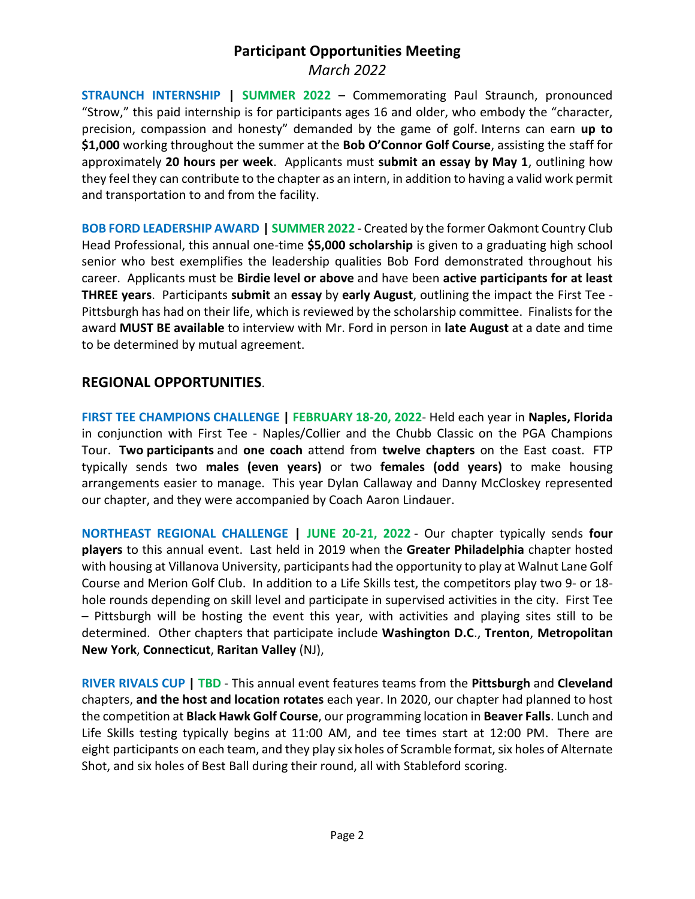## Participant Opportunities Meeting

*March 2022*

**STRAUNCH INTERNSHIP | SUMMER 2022** – Commemorating Paul Straunch, pronounced "Strow," this paid internship is for participants ages 16 and older, who embody the "character, precision, compassion and honesty" demanded by the game of golf. Interns can earn **up to $1,000** working throughout the summer at the **Bob O'Connor Golf Course**, assisting the staff for approximately **20 hours per week**. Applicants must **submit an essay by May 1**, outlining how they feel they can contribute to the chapter as an intern, in addition to having a valid work permit and transportation to and from the facility.

**BOB FORD LEADERSHIP AWARD | SUMMER 2022** - Created by the former Oakmont Country Club Head Professional, this annual one-time **$5,000 scholarship** is given to a graduating high school senior who best exemplifies the leadership qualities Bob Ford demonstrated throughout his career. Applicants must be **Birdie level or above** and have been **active participants for at least THREE years**. Participants **submit** an **essay** by **early August**, outlining the impact the First Tee - Pittsburgh has had on their life, which is reviewed by the scholarship committee. Finalists for the award **MUST BE available** to interview with Mr. Ford in person in **late August** at a date and time to be determined by mutual agreement.

## REGIONAL OPPORTUNITIES.

**FIRST TEE CHAMPIONS CHALLENGE | FEBRUARY 18-20, 2022**- Held each year in **Naples, Florida** in conjunction with First Tee - Naples/Collier and the Chubb Classic on the PGA Champions Tour. **Two participants** and **one coach** attend from **twelve chapters** on the East coast. FTP typically sends two **males (even years)** or two **females (odd years)** to make housing arrangements easier to manage. This year Dylan Callaway and Danny McCloskey represented our chapter, and they were accompanied by Coach Aaron Lindauer.

**NORTHEAST REGIONAL CHALLENGE | JUNE 20-21, 2022** - Our chapter typically sends **four players** to this annual event. Last held in 2019 when the **Greater Philadelphia** chapter hosted with housing at Villanova University, participants had the opportunity to play at Walnut Lane Golf Course and Merion Golf Club. In addition to a Life Skills test, the competitors play two 9- or 18-hole rounds depending on skill level and participate in supervised activities in the city. First Tee – Pittsburgh will be hosting the event this year, with activities and playing sites still to be determined. Other chapters that participate include **Washington D.C.**, **Trenton**, **Metropolitan New York**, **Connecticut**, **Raritan Valley** (NJ),

**RIVER RIVALS CUP | TBD** - This annual event features teams from the **Pittsburgh** and **Cleveland** chapters, **and the host and location rotates** each year. In 2020, our chapter had planned to host the competition at **Black Hawk Golf Course**, our programming location in **Beaver Falls**. Lunch and Life Skills testing typically begins at 11:00 AM, and tee times start at 12:00 PM. There are eight participants on each team, and they play six holes of Scramble format, six holes of Alternate Shot, and six holes of Best Ball during their round, all with Stableford scoring.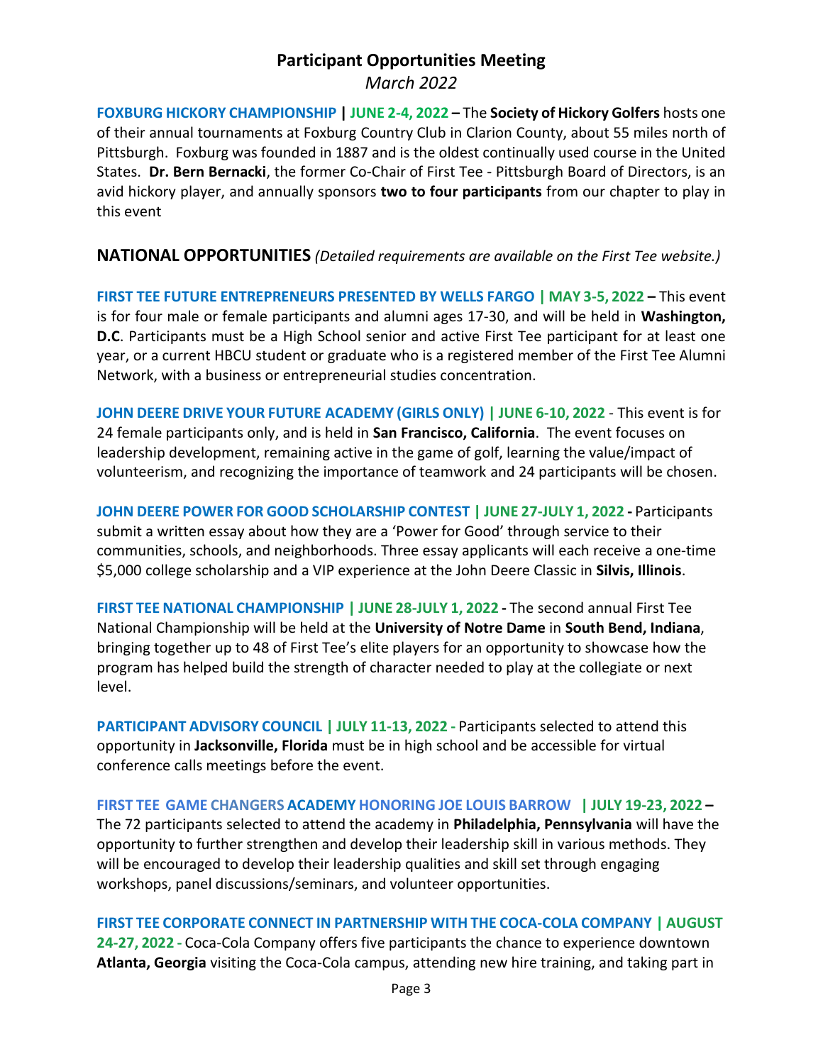## Participant Opportunities Meeting

*March 2022*

**FOXBURG HICKORY CHAMPIONSHIP | JUNE 2-4, 2022 –** The **Society of Hickory Golfers** hosts one of their annual tournaments at Foxburg Country Club in Clarion County, about 55 miles north of Pittsburgh. Foxburg was founded in 1887 and is the oldest continually used course in the United States. **Dr. Bern Bernacki**, the former Co-Chair of First Tee - Pittsburgh Board of Directors, is an avid hickory player, and annually sponsors **two to four participants** from our chapter to play in this event

## NATIONAL OPPORTUNITIES *(Detailed requirements are available on the First Tee website.)*

**FIRST TEE FUTURE ENTREPRENEURS PRESENTED BY WELLS FARGO | MAY 3-5, 2022 –** This event is for four male or female participants and alumni ages 17-30, and will be held in **Washington, D.C**. Participants must be a High School senior and active First Tee participant for at least one year, or a current HBCU student or graduate who is a registered member of the First Tee Alumni Network, with a business or entrepreneurial studies concentration.

**JOHN DEERE DRIVE YOUR FUTURE ACADEMY (GIRLS ONLY) | JUNE 6-10, 2022** - This event is for 24 female participants only, and is held in **San Francisco, California**. The event focuses on leadership development, remaining active in the game of golf, learning the value/impact of volunteerism, and recognizing the importance of teamwork and 24 participants will be chosen.

**JOHN DEERE POWER FOR GOOD SCHOLARSHIP CONTEST | JUNE 27-JULY 1, 2022 -** Participants submit a written essay about how they are a 'Power for Good' through service to their communities, schools, and neighborhoods. Three essay applicants will each receive a one-time $5,000 college scholarship and a VIP experience at the John Deere Classic in **Silvis, Illinois**.

**FIRST TEE NATIONAL CHAMPIONSHIP | JUNE 28-JULY 1, 2022 -** The second annual First Tee National Championship will be held at the **University of Notre Dame** in **South Bend, Indiana**, bringing together up to 48 of First Tee's elite players for an opportunity to showcase how the program has helped build the strength of character needed to play at the collegiate or next level.

**PARTICIPANT ADVISORY COUNCIL | JULY 11-13, 2022 -** Participants selected to attend this opportunity in **Jacksonville, Florida** must be in high school and be accessible for virtual conference calls meetings before the event.

**FIRST TEE GAME CHANGERS ACADEMY HONORING JOE LOUIS BARROW | JULY 19-23, 2022 –** The 72 participants selected to attend the academy in **Philadelphia, Pennsylvania** will have the opportunity to further strengthen and develop their leadership skill in various methods. They will be encouraged to develop their leadership qualities and skill set through engaging workshops, panel discussions/seminars, and volunteer opportunities.

**FIRST TEE CORPORATE CONNECT IN PARTNERSHIP WITH THE COCA-COLA COMPANY | AUGUST 24-27, 2022 -** Coca-Cola Company offers five participants the chance to experience downtown **Atlanta, Georgia** visiting the Coca-Cola campus, attending new hire training, and taking part in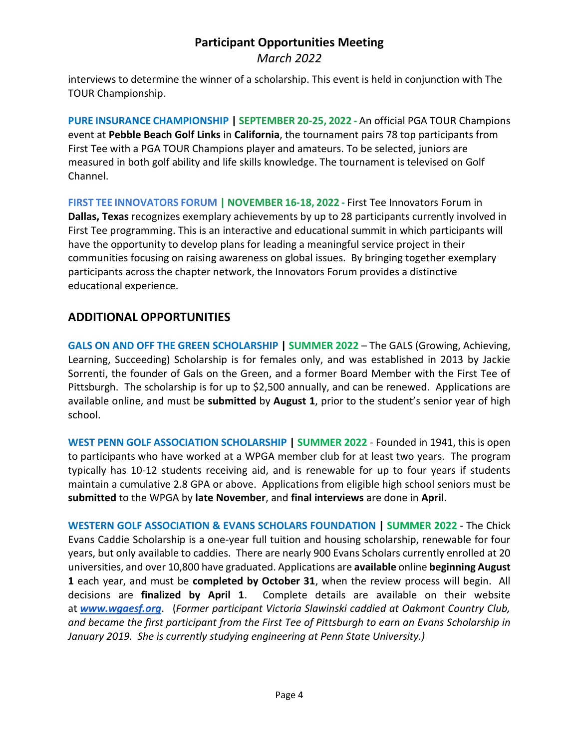interviews to determine the winner of a scholarship. This event is held in conjunction with The TOUR Championship.

**PURE INSURANCE CHAMPIONSHIP | SEPTEMBER 20-25, 2022 -** An official PGA TOUR Champions event at **Pebble Beach Golf Links** in **California**, the tournament pairs 78 top participants from First Tee with a PGA TOUR Champions player and amateurs. To be selected, juniors are measured in both golf ability and life skills knowledge. The tournament is televised on Golf Channel.

**FIRST TEE INNOVATORS FORUM | NOVEMBER 16-18, 2022 -** First Tee Innovators Forum in **Dallas, Texas** recognizes exemplary achievements by up to 28 participants currently involved in First Tee programming. This is an interactive and educational summit in which participants will have the opportunity to develop plans for leading a meaningful service project in their communities focusing on raising awareness on global issues. By bringing together exemplary participants across the chapter network, the Innovators Forum provides a distinctive educational experience.

## ADDITIONAL OPPORTUNITIES

**GALS ON AND OFF THE GREEN SCHOLARSHIP | SUMMER 2022** – The GALS (Growing, Achieving, Learning, Succeeding) Scholarship is for females only, and was established in 2013 by Jackie Sorrenti, the founder of Gals on the Green, and a former Board Member with the First Tee of Pittsburgh. The scholarship is for up to $2,500 annually, and can be renewed. Applications are available online, and must be **submitted** by **August 1**, prior to the student's senior year of high school.

**WEST PENN GOLF ASSOCIATION SCHOLARSHIP | SUMMER 2022** - Founded in 1941, this is open to participants who have worked at a WPGA member club for at least two years. The program typically has 10-12 students receiving aid, and is renewable for up to four years if students maintain a cumulative 2.8 GPA or above. Applications from eligible high school seniors must be **submitted** to the WPGA by **late November**, and **final interviews** are done in **April**.

**WESTERN GOLF ASSOCIATION & EVANS SCHOLARS FOUNDATION | SUMMER 2022** - The Chick Evans Caddie Scholarship is a one-year full tuition and housing scholarship, renewable for four years, but only available to caddies. There are nearly 900 Evans Scholars currently enrolled at 20 universities, and over 10,800 have graduated. Applications are **available** online **beginning August 1** each year, and must be **completed by October 31**, when the review process will begin. All decisions are **finalized by April 1**. Complete details are available on their website at ***www.wgaesf.org***. (*Former participant Victoria Slawinski caddied at Oakmont Country Club, and became the first participant from the First Tee of Pittsburgh to earn an Evans Scholarship in January 2019. She is currently studying engineering at Penn State University.)*